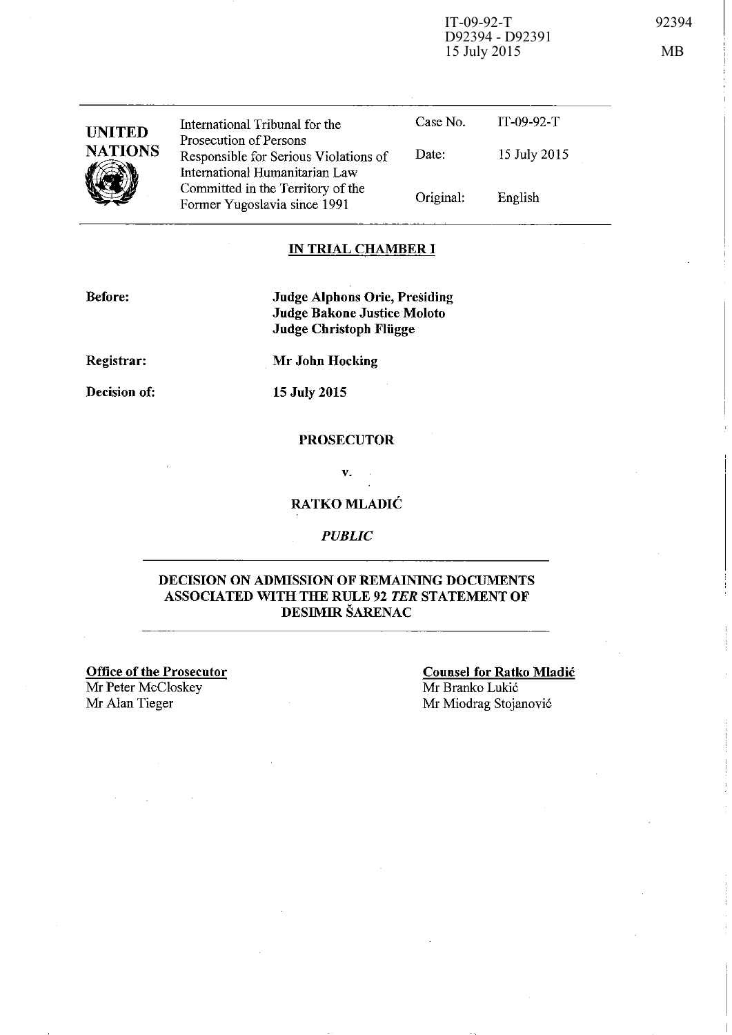IT-09-92-T
D92394 - D92391
15 July 2015

92394

MB

| UNITED NATIONS | International Tribunal for the Prosecution of Persons Responsible for Serious Violations of International Humanitarian Law Committed in the Territory of the Former Yugoslavia since 1991 | Case No. | IT-09-92-T |
|---|---|---|---|
| | | Date: | 15 July 2015 |
| | | Original: | English |

## IN TRIAL CHAMBER I

**Before:** **Judge Alphons Orie, Presiding**
**Judge Bakone Justice Moloto**
**Judge Christoph Flügge**

**Registrar:** **Mr John Hocking**

**Decision of:** **15 July 2015**

**PROSECUTOR**

**v.**

**RATKO MLADIĆ**

***PUBLIC***

**DECISION ON ADMISSION OF REMAINING DOCUMENTS ASSOCIATED WITH THE RULE 92 *TER* STATEMENT OF DESIMIR ŠARENAC**

**Office of the Prosecutor**
Mr Peter McCloskey
Mr Alan Tieger

**Counsel for Ratko Mladić**
Mr Branko Lukić
Mr Miodrag Stojanović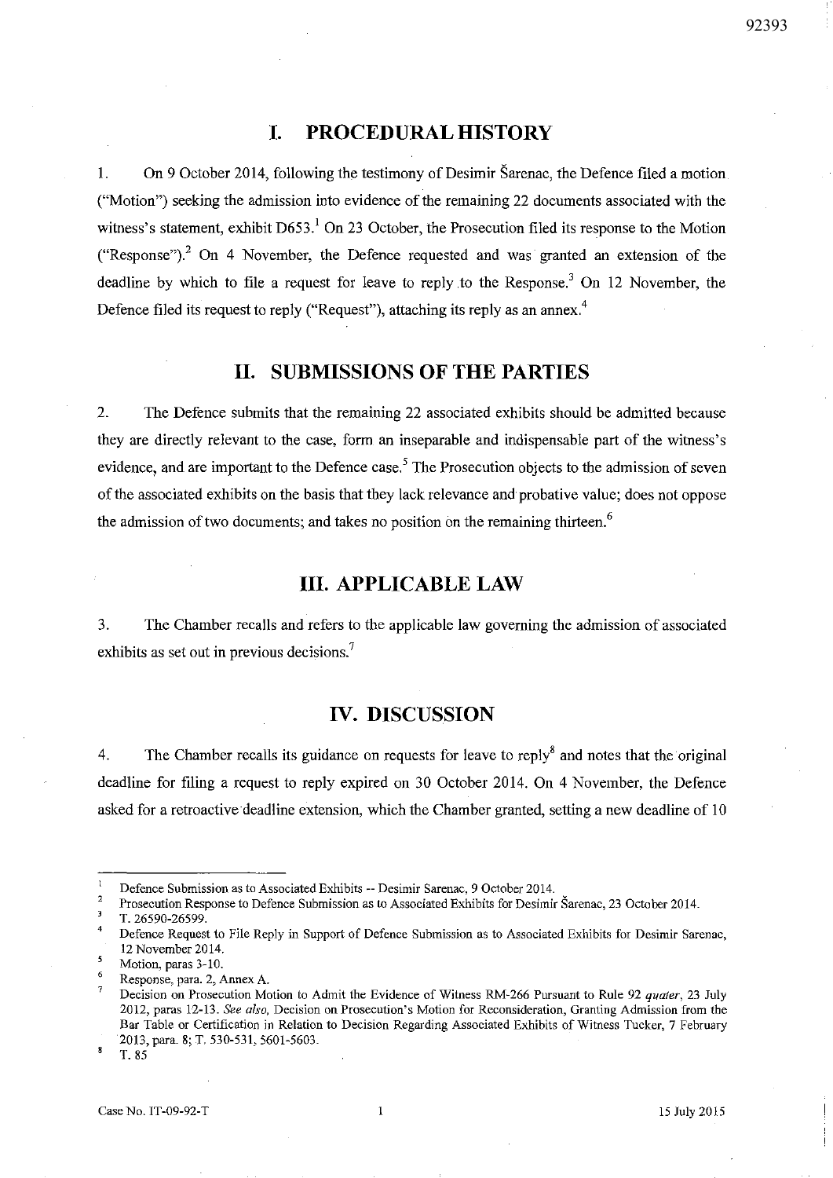## I. PROCEDURAL HISTORY

1. On 9 October 2014, following the testimony of Desimir Šarenac, the Defence filed a motion ("Motion") seeking the admission into evidence of the remaining 22 documents associated with the witness's statement, exhibit D653.[1] On 23 October, the Prosecution filed its response to the Motion ("Response").[2] On 4 November, the Defence requested and was granted an extension of the deadline by which to file a request for leave to reply to the Response.[3] On 12 November, the Defence filed its request to reply ("Request"), attaching its reply as an annex.[4]

## II. SUBMISSIONS OF THE PARTIES

2. The Defence submits that the remaining 22 associated exhibits should be admitted because they are directly relevant to the case, form an inseparable and indispensable part of the witness's evidence, and are important to the Defence case.[5] The Prosecution objects to the admission of seven of the associated exhibits on the basis that they lack relevance and probative value; does not oppose the admission of two documents; and takes no position on the remaining thirteen.[6]

## III. APPLICABLE LAW

3. The Chamber recalls and refers to the applicable law governing the admission of associated exhibits as set out in previous decisions.[7]

## IV. DISCUSSION

4. The Chamber recalls its guidance on requests for leave to reply[8] and notes that the original deadline for filing a request to reply expired on 30 October 2014. On 4 November, the Defence asked for a retroactive deadline extension, which the Chamber granted, setting a new deadline of 10

---

[1] Defence Submission as to Associated Exhibits -- Desimir Sarenac, 9 October 2014.

[2] Prosecution Response to Defence Submission as to Associated Exhibits for Desimir Šarenac, 23 October 2014.

[3] T. 26590-26599.

[4] Defence Request to File Reply in Support of Defence Submission as to Associated Exhibits for Desimir Sarenac, 12 November 2014.

[5] Motion, paras 3-10.

[6] Response, para. 2, Annex A.

[7] Decision on Prosecution Motion to Admit the Evidence of Witness RM-266 Pursuant to Rule 92 *quater*, 23 July 2012, paras 12-13. *See also*, Decision on Prosecution's Motion for Reconsideration, Granting Admission from the Bar Table or Certification in Relation to Decision Regarding Associated Exhibits of Witness Tucker, 7 February 2013, para. 8; T. 530-531, 5601-5603.

[8] T. 85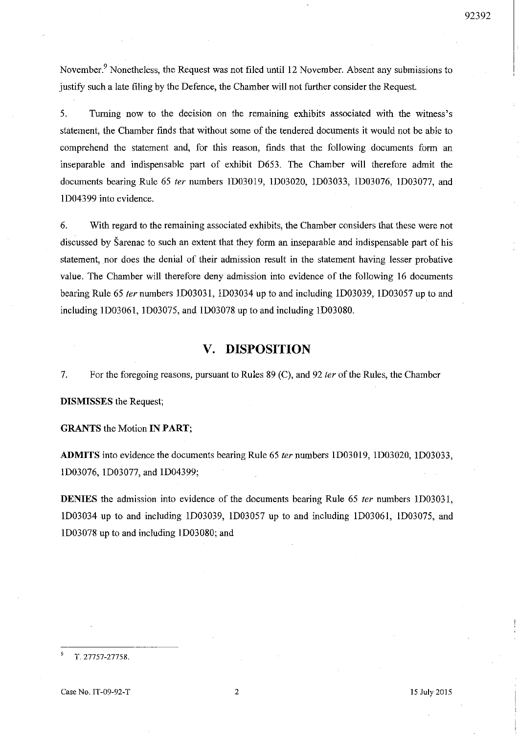November.[9] Nonetheless, the Request was not filed until 12 November. Absent any submissions to justify such a late filing by the Defence, the Chamber will not further consider the Request.

5. Turning now to the decision on the remaining exhibits associated with the witness's statement, the Chamber finds that without some of the tendered documents it would not be able to comprehend the statement and, for this reason, finds that the following documents form an inseparable and indispensable part of exhibit D653. The Chamber will therefore admit the documents bearing Rule 65 *ter* numbers 1D03019, 1D03020, 1D03033, 1D03076, 1D03077, and 1D04399 into evidence.

6. With regard to the remaining associated exhibits, the Chamber considers that these were not discussed by Šarenac to such an extent that they form an inseparable and indispensable part of his statement, nor does the denial of their admission result in the statement having lesser probative value. The Chamber will therefore deny admission into evidence of the following 16 documents bearing Rule 65 *ter* numbers 1D03031, 1D03034 up to and including 1D03039, 1D03057 up to and including 1D03061, 1D03075, and 1D03078 up to and including 1D03080.

## V. DISPOSITION

7. For the foregoing reasons, pursuant to Rules 89 (C), and 92 *ter* of the Rules, the Chamber

**DISMISSES** the Request;

**GRANTS** the Motion **IN PART**;

**ADMITS** into evidence the documents bearing Rule 65 *ter* numbers 1D03019, 1D03020, 1D03033, 1D03076, 1D03077, and 1D04399;

**DENIES** the admission into evidence of the documents bearing Rule 65 *ter* numbers 1D03031, 1D03034 up to and including 1D03039, 1D03057 up to and including 1D03061, 1D03075, and 1D03078 up to and including 1D03080; and

---

[9] T. 27757-27758.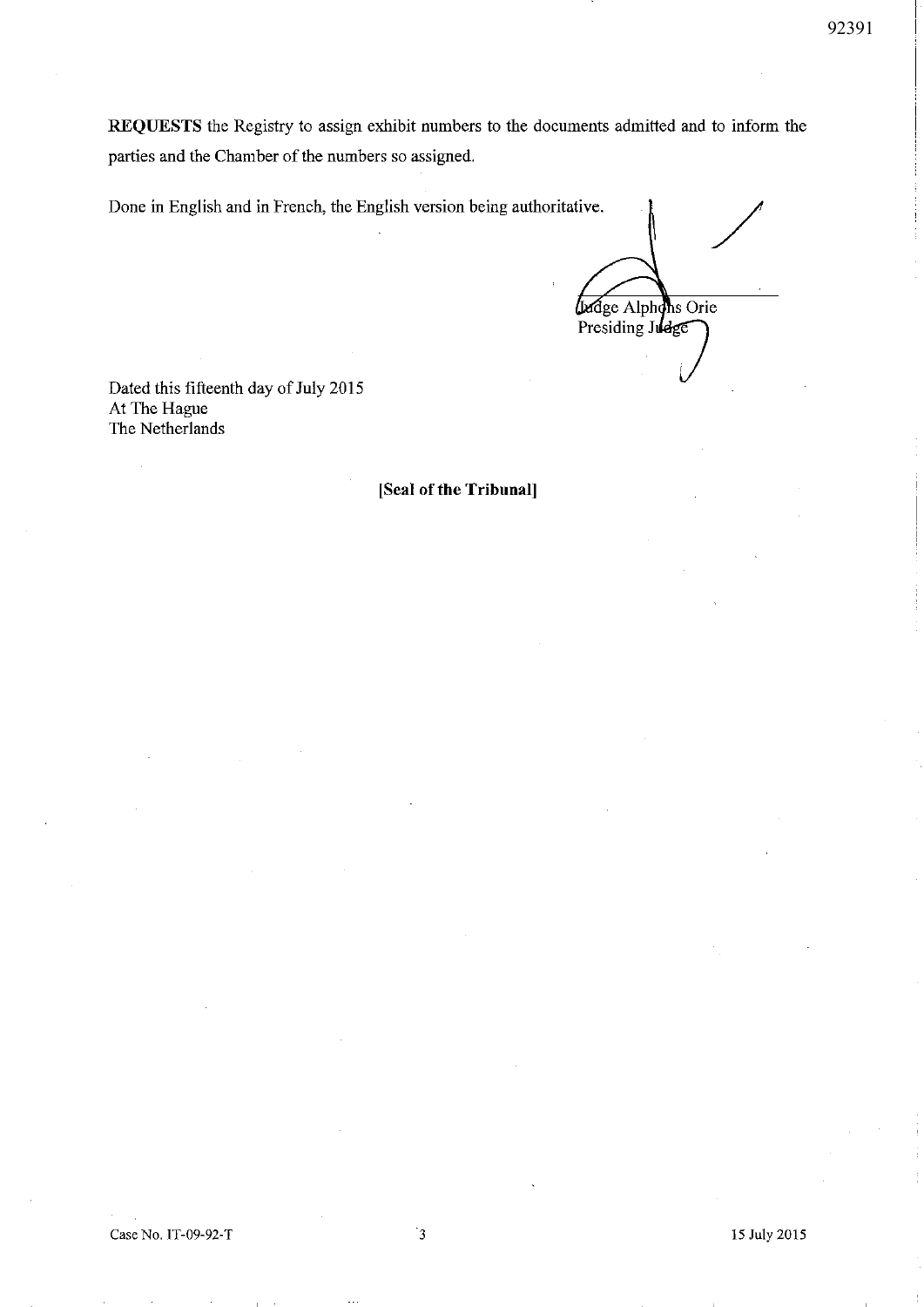**REQUESTS** the Registry to assign exhibit numbers to the documents admitted and to inform the parties and the Chamber of the numbers so assigned.

Done in English and in French, the English version being authoritative.

Judge Alphons Orie
Presiding Judge

Dated this fifteenth day of July 2015
At The Hague
The Netherlands

**[Seal of the Tribunal]**